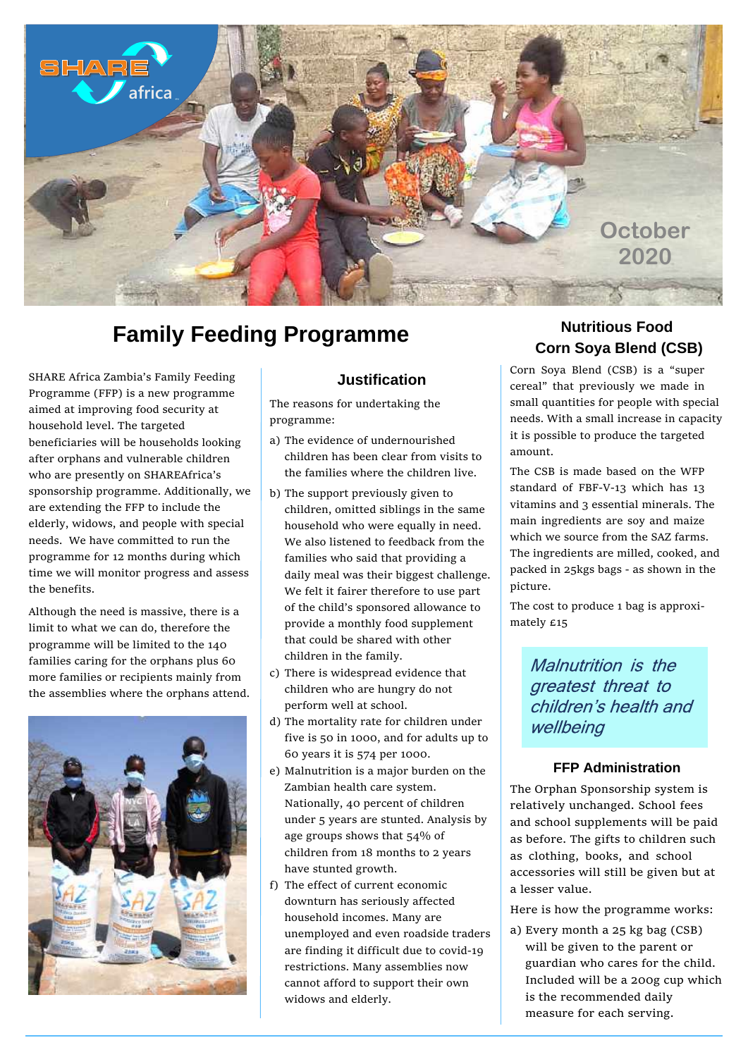SHARE africa

October 2020

# Family Feeding Programme

SHARE Africa Zambia's Family Feeding Programme (FFP) is a new programme aimed at improving food security at household level. The targeted beneficiaries will be households looking after orphans and vulnerable children who are presently on SHAREAfrica's sponsorship programme. Additionally, we are extending the FFP to include the elderly, widows, and people with special needs. We have committed to run the programme for 12 months during which time we will monitor progress and assess the benefits.

Although the need is massive, there is a limit to what we can do, therefore the programme will be limited to the 140 families caring for the orphans plus 60 more families or recipients mainly from the assemblies where the orphans attend.

## Justification

The reasons for undertaking the programme:

a) The evidence of undernourished children has been clear from visits to the families where the children live.

b) The support previously given to children, omitted siblings in the same household who were equally in need. We also listened to feedback from the families who said that providing a daily meal was their biggest challenge. We felt it fairer therefore to use part of the child's sponsored allowance to provide a monthly food supplement that could be shared with other children in the family.

c) There is widespread evidence that children who are hungry do not perform well at school.

d) The mortality rate for children under five is 50 in 1000, and for adults up to 60 years it is 574 per 1000.

e) Malnutrition is a major burden on the Zambian health care system. Nationally, 40 percent of children under 5 years are stunted. Analysis by age groups shows that 54% of children from 18 months to 2 years have stunted growth.

f) The effect of current economic downturn has seriously affected household incomes. Many are unemployed and even roadside traders are finding it difficult due to covid-19 restrictions. Many assemblies now cannot afford to support their own widows and elderly.

## Nutritious Food Corn Soya Blend (CSB)

Corn Soya Blend (CSB) is a "super cereal" that previously we made in small quantities for people with special needs. With a small increase in capacity it is possible to produce the targeted amount.

The CSB is made based on the WFP standard of FBF-V-13 which has 13 vitamins and 3 essential minerals. The main ingredients are soy and maize which we source from the SAZ farms. The ingredients are milled, cooked, and packed in 25kgs bags - as shown in the picture.

The cost to produce 1 bag is approximately £15

*Malnutrition is the greatest threat to children's health and wellbeing*

### FFP Administration

The Orphan Sponsorship system is relatively unchanged. School fees and school supplements will be paid as before. The gifts to children such as clothing, books, and school accessories will still be given but at a lesser value.

Here is how the programme works:

a) Every month a 25 kg bag (CSB) will be given to the parent or guardian who cares for the child. Included will be a 200g cup which is the recommended daily measure for each serving.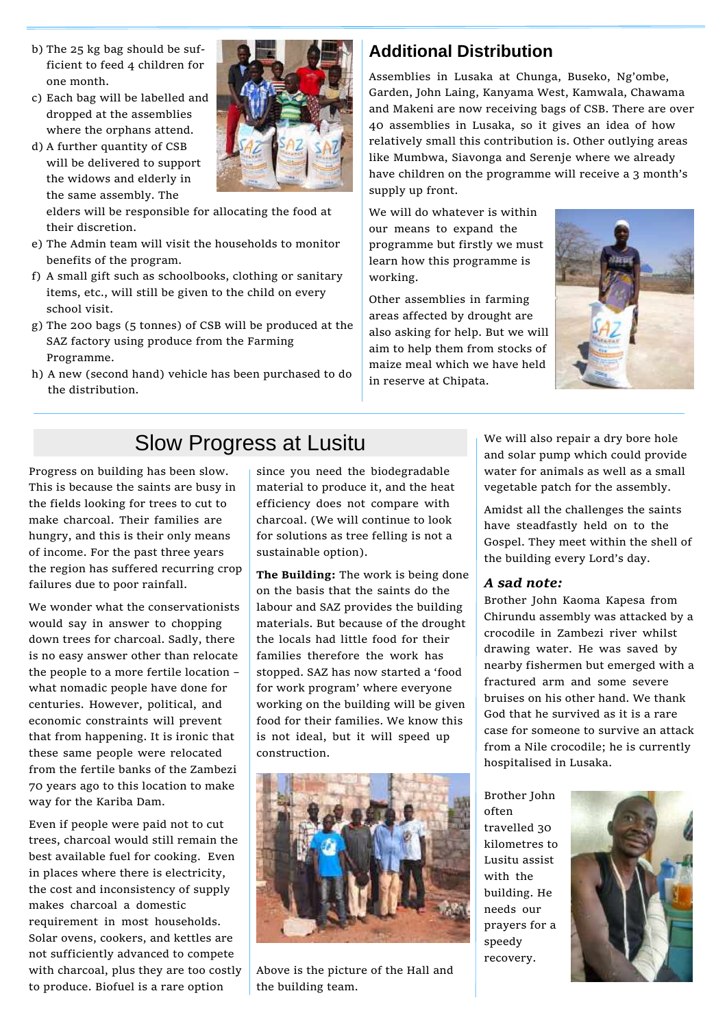b) The 25 kg bag should be sufficient to feed 4 children for one month.
c) Each bag will be labelled and dropped at the assemblies where the orphans attend.
d) A further quantity of CSB will be delivered to support the widows and elderly in the same assembly. The elders will be responsible for allocating the food at their discretion.
e) The Admin team will visit the households to monitor benefits of the program.
f) A small gift such as schoolbooks, clothing or sanitary items, etc., will still be given to the child on every school visit.
g) The 200 bags (5 tonnes) of CSB will be produced at the SAZ factory using produce from the Farming Programme.
h) A new (second hand) vehicle has been purchased to do the distribution.

## Additional Distribution

Assemblies in Lusaka at Chunga, Buseko, Ng'ombe, Garden, John Laing, Kanyama West, Kamwala, Chawama and Makeni are now receiving bags of CSB. There are over 40 assemblies in Lusaka, so it gives an idea of how relatively small this contribution is. Other outlying areas like Mumbwa, Siavonga and Serenje where we already have children on the programme will receive a 3 month's supply up front.

We will do whatever is within our means to expand the programme but firstly we must learn how this programme is working.

Other assemblies in farming areas affected by drought are also asking for help. But we will aim to help them from stocks of maize meal which we have held in reserve at Chipata.

## Slow Progress at Lusitu

Progress on building has been slow. This is because the saints are busy in the fields looking for trees to cut to make charcoal. Their families are hungry, and this is their only means of income. For the past three years the region has suffered recurring crop failures due to poor rainfall.

We wonder what the conservationists would say in answer to chopping down trees for charcoal. Sadly, there is no easy answer other than relocate the people to a more fertile location – what nomadic people have done for centuries. However, political, and economic constraints will prevent that from happening. It is ironic that these same people were relocated from the fertile banks of the Zambezi 70 years ago to this location to make way for the Kariba Dam.

Even if people were paid not to cut trees, charcoal would still remain the best available fuel for cooking. Even in places where there is electricity, the cost and inconsistency of supply makes charcoal a domestic requirement in most households. Solar ovens, cookers, and kettles are not sufficiently advanced to compete with charcoal, plus they are too costly to produce. Biofuel is a rare option since you need the biodegradable material to produce it, and the heat efficiency does not compare with charcoal. (We will continue to look for solutions as tree felling is not a sustainable option).

**The Building:** The work is being done on the basis that the saints do the labour and SAZ provides the building materials. But because of the drought the locals had little food for their families therefore the work has stopped. SAZ has now started a 'food for work program' where everyone working on the building will be given food for their families. We know this is not ideal, but it will speed up construction.

Above is the picture of the Hall and the building team.

We will also repair a dry bore hole and solar pump which could provide water for animals as well as a small vegetable patch for the assembly.

Amidst all the challenges the saints have steadfastly held on to the Gospel. They meet within the shell of the building every Lord's day.

### *A sad note:*

Brother John Kaoma Kapesa from Chirundu assembly was attacked by a crocodile in Zambezi river whilst drawing water. He was saved by nearby fishermen but emerged with a fractured arm and some severe bruises on his other hand. We thank God that he survived as it is a rare case for someone to survive an attack from a Nile crocodile; he is currently hospitalised in Lusaka.

Brother John often travelled 30 kilometres to Lusitu assist with the building. He needs our prayers for a speedy recovery.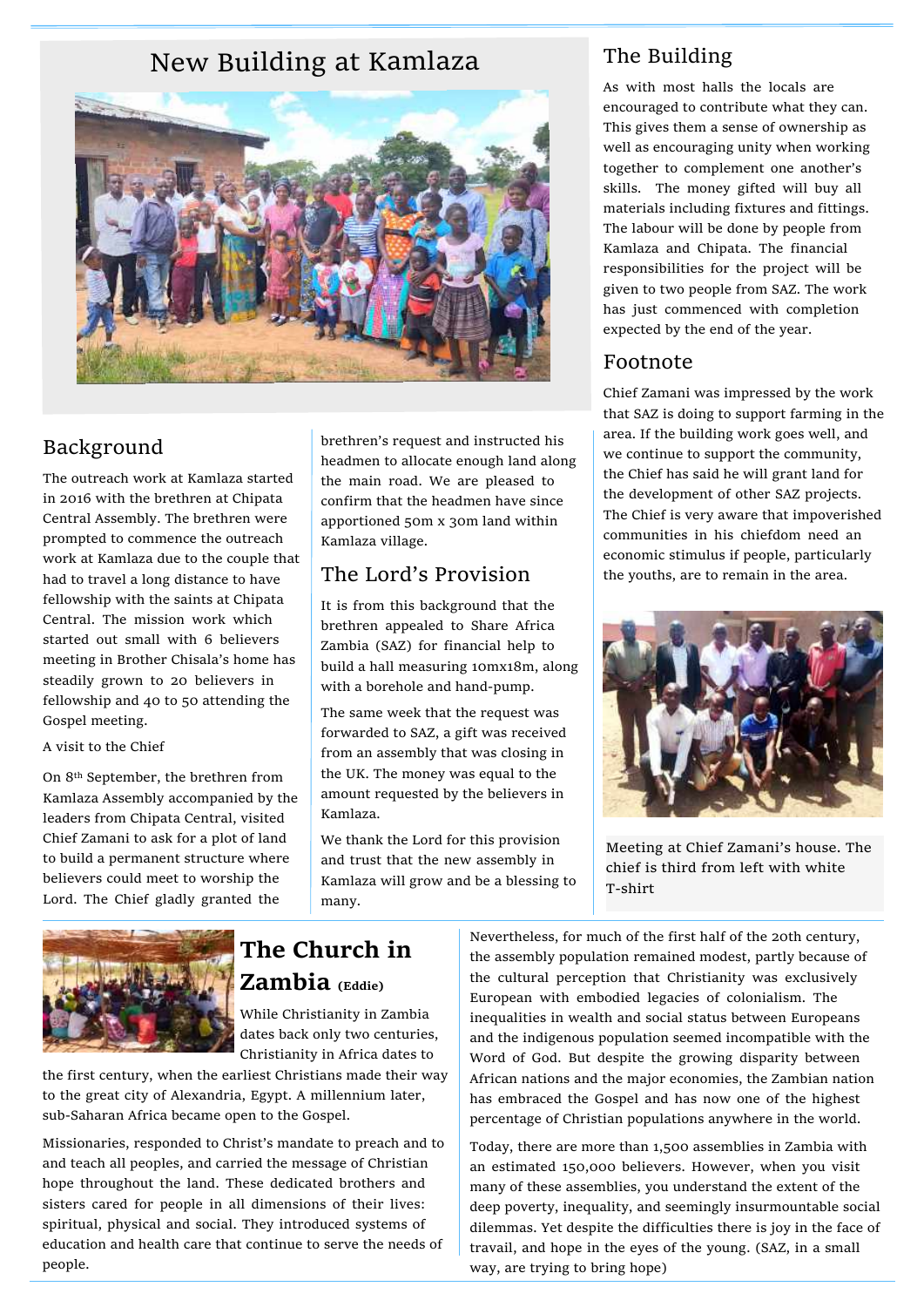# New Building at Kamlaza

## Background

The outreach work at Kamlaza started in 2016 with the brethren at Chipata Central Assembly. The brethren were prompted to commence the outreach work at Kamlaza due to the couple that had to travel a long distance to have fellowship with the saints at Chipata Central. The mission work which started out small with 6 believers meeting in Brother Chisala's home has steadily grown to 20 believers in fellowship and 40 to 50 attending the Gospel meeting.

A visit to the Chief

On 8th September, the brethren from Kamlaza Assembly accompanied by the leaders from Chipata Central, visited Chief Zamani to ask for a plot of land to build a permanent structure where believers could meet to worship the Lord. The Chief gladly granted the brethren's request and instructed his headmen to allocate enough land along the main road. We are pleased to confirm that the headmen have since apportioned 50m x 30m land within Kamlaza village.

## The Lord's Provision

It is from this background that the brethren appealed to Share Africa Zambia (SAZ) for financial help to build a hall measuring 10mx18m, along with a borehole and hand-pump.

The same week that the request was forwarded to SAZ, a gift was received from an assembly that was closing in the UK. The money was equal to the amount requested by the believers in Kamlaza.

We thank the Lord for this provision and trust that the new assembly in Kamlaza will grow and be a blessing to many.

## The Building

As with most halls the locals are encouraged to contribute what they can. This gives them a sense of ownership as well as encouraging unity when working together to complement one another's skills. The money gifted will buy all materials including fixtures and fittings. The labour will be done by people from Kamlaza and Chipata. The financial responsibilities for the project will be given to two people from SAZ. The work has just commenced with completion expected by the end of the year.

## Footnote

Chief Zamani was impressed by the work that SAZ is doing to support farming in the area. If the building work goes well, and we continue to support the community, the Chief has said he will grant land for the development of other SAZ projects. The Chief is very aware that impoverished communities in his chiefdom need an economic stimulus if people, particularly the youths, are to remain in the area.

Meeting at Chief Zamani's house. The chief is third from left with white T-shirt

# The Church in Zambia (Eddie)

While Christianity in Zambia dates back only two centuries, Christianity in Africa dates to the first century, when the earliest Christians made their way to the great city of Alexandria, Egypt. A millennium later, sub-Saharan Africa became open to the Gospel.

Missionaries, responded to Christ's mandate to preach and to and teach all peoples, and carried the message of Christian hope throughout the land. These dedicated brothers and sisters cared for people in all dimensions of their lives: spiritual, physical and social. They introduced systems of education and health care that continue to serve the needs of people.

Nevertheless, for much of the first half of the 20th century, the assembly population remained modest, partly because of the cultural perception that Christianity was exclusively European with embodied legacies of colonialism. The inequalities in wealth and social status between Europeans and the indigenous population seemed incompatible with the Word of God. But despite the growing disparity between African nations and the major economies, the Zambian nation has embraced the Gospel and has now one of the highest percentage of Christian populations anywhere in the world.

Today, there are more than 1,500 assemblies in Zambia with an estimated 150,000 believers. However, when you visit many of these assemblies, you understand the extent of the deep poverty, inequality, and seemingly insurmountable social dilemmas. Yet despite the difficulties there is joy in the face of travail, and hope in the eyes of the young. (SAZ, in a small way, are trying to bring hope)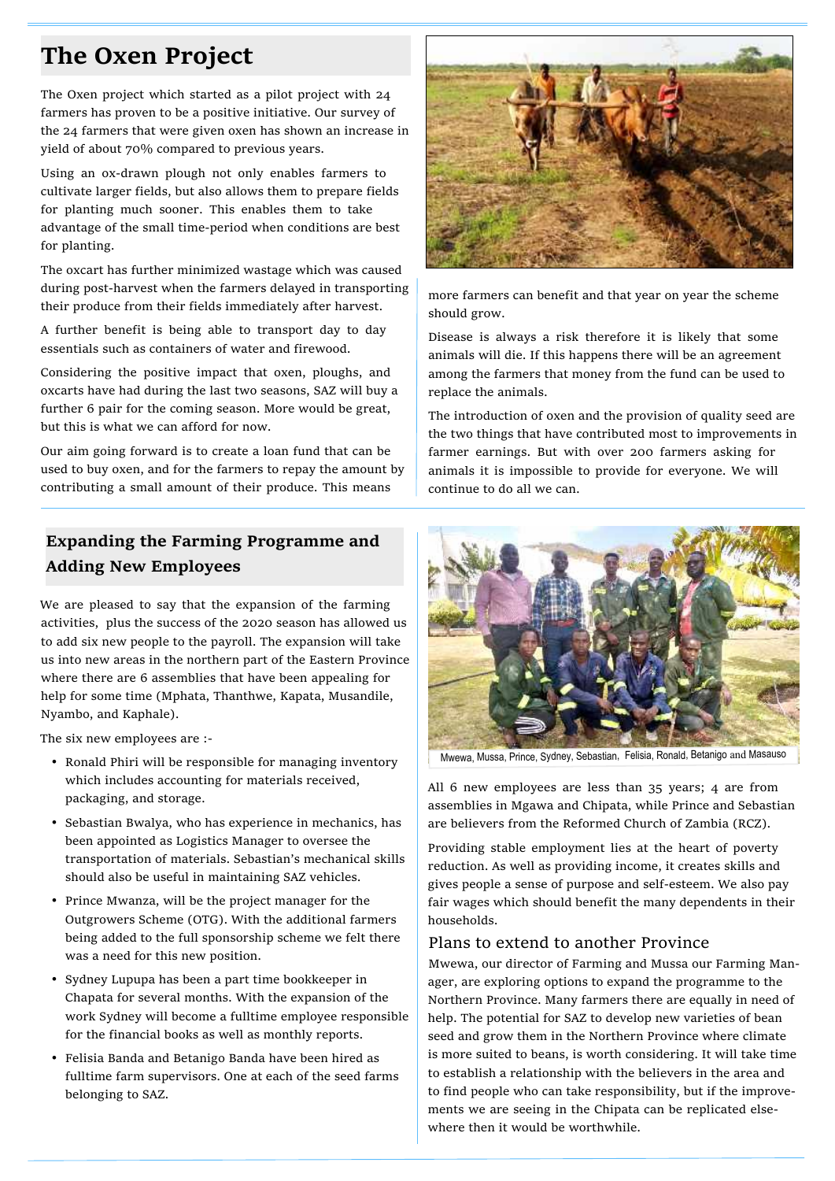## The Oxen Project

The Oxen project which started as a pilot project with 24 farmers has proven to be a positive initiative. Our survey of the 24 farmers that were given oxen has shown an increase in yield of about 70% compared to previous years.

Using an ox-drawn plough not only enables farmers to cultivate larger fields, but also allows them to prepare fields for planting much sooner. This enables them to take advantage of the small time-period when conditions are best for planting.

The oxcart has further minimized wastage which was caused during post-harvest when the farmers delayed in transporting their produce from their fields immediately after harvest.

A further benefit is being able to transport day to day essentials such as containers of water and firewood.

Considering the positive impact that oxen, ploughs, and oxcarts have had during the last two seasons, SAZ will buy a further 6 pair for the coming season. More would be great, but this is what we can afford for now.

Our aim going forward is to create a loan fund that can be used to buy oxen, and for the farmers to repay the amount by contributing a small amount of their produce. This means more farmers can benefit and that year on year the scheme should grow.

Disease is always a risk therefore it is likely that some animals will die. If this happens there will be an agreement among the farmers that money from the fund can be used to replace the animals.

The introduction of oxen and the provision of quality seed are the two things that have contributed most to improvements in farmer earnings. But with over 200 farmers asking for animals it is impossible to provide for everyone. We will continue to do all we can.

## Expanding the Farming Programme and Adding New Employees

We are pleased to say that the expansion of the farming activities, plus the success of the 2020 season has allowed us to add six new people to the payroll. The expansion will take us into new areas in the northern part of the Eastern Province where there are 6 assemblies that have been appealing for help for some time (Mphata, Thanthwe, Kapata, Musandile, Nyambo, and Kaphale).

The six new employees are :-

- Ronald Phiri will be responsible for managing inventory which includes accounting for materials received, packaging, and storage.
- Sebastian Bwalya, who has experience in mechanics, has been appointed as Logistics Manager to oversee the transportation of materials. Sebastian's mechanical skills should also be useful in maintaining SAZ vehicles.
- Prince Mwanza, will be the project manager for the Outgrowers Scheme (OTG). With the additional farmers being added to the full sponsorship scheme we felt there was a need for this new position.
- Sydney Lupupa has been a part time bookkeeper in Chapata for several months. With the expansion of the work Sydney will become a fulltime employee responsible for the financial books as well as monthly reports.
- Felisia Banda and Betanigo Banda have been hired as fulltime farm supervisors. One at each of the seed farms belonging to SAZ.

Mwewa, Mussa, Prince, Sydney, Sebastian, Felisia, Ronald, Betanigo and Masauso

All 6 new employees are less than 35 years; 4 are from assemblies in Mgawa and Chipata, while Prince and Sebastian are believers from the Reformed Church of Zambia (RCZ).

Providing stable employment lies at the heart of poverty reduction. As well as providing income, it creates skills and gives people a sense of purpose and self-esteem. We also pay fair wages which should benefit the many dependents in their households.

### Plans to extend to another Province

Mwewa, our director of Farming and Mussa our Farming Manager, are exploring options to expand the programme to the Northern Province. Many farmers there are equally in need of help. The potential for SAZ to develop new varieties of bean seed and grow them in the Northern Province where climate is more suited to beans, is worth considering. It will take time to establish a relationship with the believers in the area and to find people who can take responsibility, but if the improvements we are seeing in the Chipata can be replicated elsewhere then it would be worthwhile.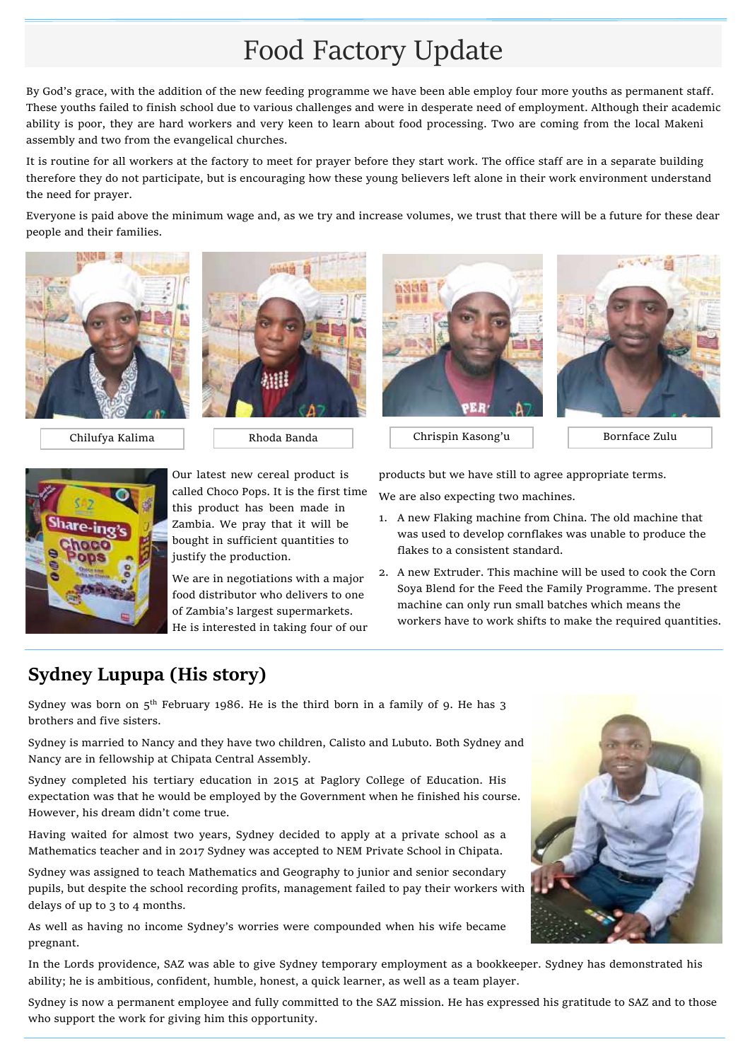# Food Factory Update

By God's grace, with the addition of the new feeding programme we have been able employ four more youths as permanent staff. These youths failed to finish school due to various challenges and were in desperate need of employment. Although their academic ability is poor, they are hard workers and very keen to learn about food processing. Two are coming from the local Makeni assembly and two from the evangelical churches.

It is routine for all workers at the factory to meet for prayer before they start work. The office staff are in a separate building therefore they do not participate, but is encouraging how these young believers left alone in their work environment understand the need for prayer.

Everyone is paid above the minimum wage and, as we try and increase volumes, we trust that there will be a future for these dear people and their families.

Chilufya Kalima

Rhoda Banda

Chrispin Kasong'u

Bornface Zulu

Our latest new cereal product is called Choco Pops. It is the first time this product has been made in Zambia. We pray that it will be bought in sufficient quantities to justify the production.

We are in negotiations with a major food distributor who delivers to one of Zambia's largest supermarkets. He is interested in taking four of our products but we have still to agree appropriate terms.

We are also expecting two machines.

1. A new Flaking machine from China. The old machine that was used to develop cornflakes was unable to produce the flakes to a consistent standard.
2. A new Extruder. This machine will be used to cook the Corn Soya Blend for the Feed the Family Programme. The present machine can only run small batches which means the workers have to work shifts to make the required quantities.

## Sydney Lupupa (His story)

Sydney was born on 5th February 1986. He is the third born in a family of 9. He has 3 brothers and five sisters.

Sydney is married to Nancy and they have two children, Calisto and Lubuto. Both Sydney and Nancy are in fellowship at Chipata Central Assembly.

Sydney completed his tertiary education in 2015 at Paglory College of Education. His expectation was that he would be employed by the Government when he finished his course. However, his dream didn't come true.

Having waited for almost two years, Sydney decided to apply at a private school as a Mathematics teacher and in 2017 Sydney was accepted to NEM Private School in Chipata.

Sydney was assigned to teach Mathematics and Geography to junior and senior secondary pupils, but despite the school recording profits, management failed to pay their workers with delays of up to 3 to 4 months.

As well as having no income Sydney's worries were compounded when his wife became pregnant.

In the Lords providence, SAZ was able to give Sydney temporary employment as a bookkeeper. Sydney has demonstrated his ability; he is ambitious, confident, humble, honest, a quick learner, as well as a team player.

Sydney is now a permanent employee and fully committed to the SAZ mission. He has expressed his gratitude to SAZ and to those who support the work for giving him this opportunity.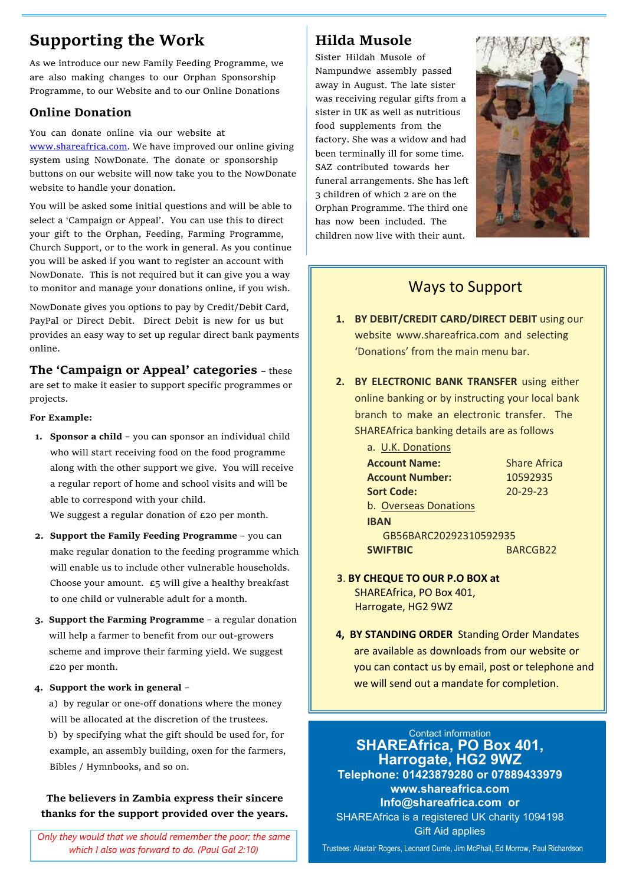# Supporting the Work

As we introduce our new Family Feeding Programme, we are also making changes to our Orphan Sponsorship Programme, to our Website and to our Online Donations

## Online Donation

You can donate online via our website at www.shareafrica.com. We have improved our online giving system using NowDonate. The donate or sponsorship buttons on our website will now take you to the NowDonate website to handle your donation.

You will be asked some initial questions and will be able to select a 'Campaign or Appeal'. You can use this to direct your gift to the Orphan, Feeding, Farming Programme, Church Support, or to the work in general. As you continue you will be asked if you want to register an account with NowDonate. This is not required but it can give you a way to monitor and manage your donations online, if you wish.

NowDonate gives you options to pay by Credit/Debit Card, PayPal or Direct Debit. Direct Debit is new for us but provides an easy way to set up regular direct bank payments online.

**The 'Campaign or Appeal' categories** – these are set to make it easier to support specific programmes or projects.

**For Example:**

1. **Sponsor a child** – you can sponsor an individual child who will start receiving food on the food programme along with the other support we give. You will receive a regular report of home and school visits and will be able to correspond with your child.
   We suggest a regular donation of £20 per month.
2. **Support the Family Feeding Programme** – you can make regular donation to the feeding programme which will enable us to include other vulnerable households. Choose your amount. £5 will give a healthy breakfast to one child or vulnerable adult for a month.
3. **Support the Farming Programme** – a regular donation will help a farmer to benefit from our out-growers scheme and improve their farming yield. We suggest £20 per month.
4. **Support the work in general** –
   a) by regular or one-off donations where the money will be allocated at the discretion of the trustees.
   b) by specifying what the gift should be used for, for example, an assembly building, oxen for the farmers, Bibles / Hymnbooks, and so on.

**The believers in Zambia express their sincere thanks for the support provided over the years.**

*Only they would that we should remember the poor; the same which I also was forward to do. (Paul Gal 2:10)*

# Hilda Musole

Sister Hildah Musole of Nampundwe assembly passed away in August. The late sister was receiving regular gifts from a sister in UK as well as nutritious food supplements from the factory. She was a widow and had been terminally ill for some time. SAZ contributed towards her funeral arrangements. She has left 3 children of which 2 are on the Orphan Programme. The third one has now been included. The children now live with their aunt.

## Ways to Support

1. **BY DEBIT/CREDIT CARD/DIRECT DEBIT** using our website www.shareafrica.com and selecting 'Donations' from the main menu bar.

2. **BY ELECTRONIC BANK TRANSFER** using either online banking or by instructing your local bank branch to make an electronic transfer. The SHAREAfrica banking details are as follows

   a. U.K. Donations

   **Account Name:** Share Africa
   **Account Number:** 10592935
   **Sort Code:** 20-29-23

   b. Overseas Donations

   **IBAN** GB56BARC20292310592935
   **SWIFTBIC** BARCGB22

3. **BY CHEQUE TO OUR P.O BOX at**
   SHAREAfrica, PO Box 401,
   Harrogate, HG2 9WZ

4. **BY STANDING ORDER** Standing Order Mandates are available as downloads from our website or you can contact us by email, post or telephone and we will send out a mandate for completion.

Contact information
**SHAREAfrica, PO Box 401, Harrogate, HG2 9WZ**
**Telephone: 01423879280 or 07889433979**
**www.shareafrica.com**
**Info@shareafrica.com or**
SHAREAfrica is a registered UK charity 1094198
Gift Aid applies

Trustees: Alastair Rogers, Leonard Currie, Jim McPhail, Ed Morrow, Paul Richardson